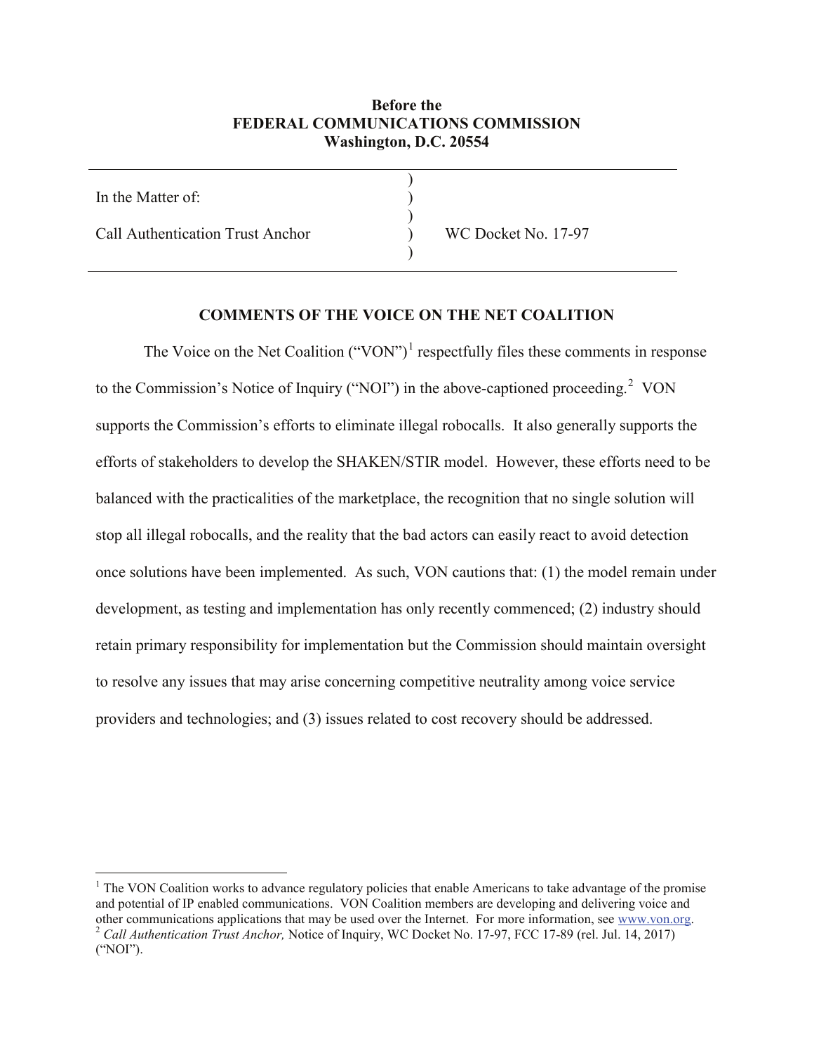**Before the**
**FEDERAL COMMUNICATIONS COMMISSION**
**Washington, D.C. 20554**

| | | |
|---|---|---|
| In the Matter of: | ) | |
| | ) | |
| Call Authentication Trust Anchor | ) | WC Docket No. 17-97 |
| | ) | |

## COMMENTS OF THE VOICE ON THE NET COALITION

The Voice on the Net Coalition ("VON")[1] respectfully files these comments in response to the Commission's Notice of Inquiry ("NOI") in the above-captioned proceeding.[2] VON supports the Commission's efforts to eliminate illegal robocalls. It also generally supports the efforts of stakeholders to develop the SHAKEN/STIR model. However, these efforts need to be balanced with the practicalities of the marketplace, the recognition that no single solution will stop all illegal robocalls, and the reality that the bad actors can easily react to avoid detection once solutions have been implemented. As such, VON cautions that: (1) the model remain under development, as testing and implementation has only recently commenced; (2) industry should retain primary responsibility for implementation but the Commission should maintain oversight to resolve any issues that may arise concerning competitive neutrality among voice service providers and technologies; and (3) issues related to cost recovery should be addressed.

---

[1] The VON Coalition works to advance regulatory policies that enable Americans to take advantage of the promise and potential of IP enabled communications. VON Coalition members are developing and delivering voice and other communications applications that may be used over the Internet. For more information, see www.von.org.

[2] *Call Authentication Trust Anchor,* Notice of Inquiry, WC Docket No. 17-97, FCC 17-89 (rel. Jul. 14, 2017) ("NOI").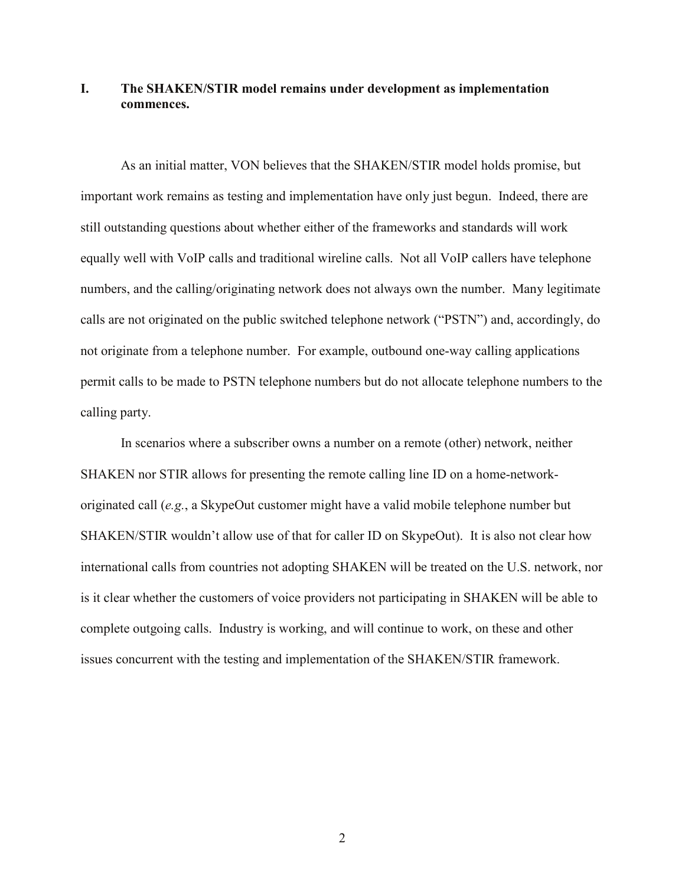## I. The SHAKEN/STIR model remains under development as implementation commences.

As an initial matter, VON believes that the SHAKEN/STIR model holds promise, but important work remains as testing and implementation have only just begun. Indeed, there are still outstanding questions about whether either of the frameworks and standards will work equally well with VoIP calls and traditional wireline calls. Not all VoIP callers have telephone numbers, and the calling/originating network does not always own the number. Many legitimate calls are not originated on the public switched telephone network ("PSTN") and, accordingly, do not originate from a telephone number. For example, outbound one-way calling applications permit calls to be made to PSTN telephone numbers but do not allocate telephone numbers to the calling party.

In scenarios where a subscriber owns a number on a remote (other) network, neither SHAKEN nor STIR allows for presenting the remote calling line ID on a home-network-originated call (*e.g.*, a SkypeOut customer might have a valid mobile telephone number but SHAKEN/STIR wouldn't allow use of that for caller ID on SkypeOut). It is also not clear how international calls from countries not adopting SHAKEN will be treated on the U.S. network, nor is it clear whether the customers of voice providers not participating in SHAKEN will be able to complete outgoing calls. Industry is working, and will continue to work, on these and other issues concurrent with the testing and implementation of the SHAKEN/STIR framework.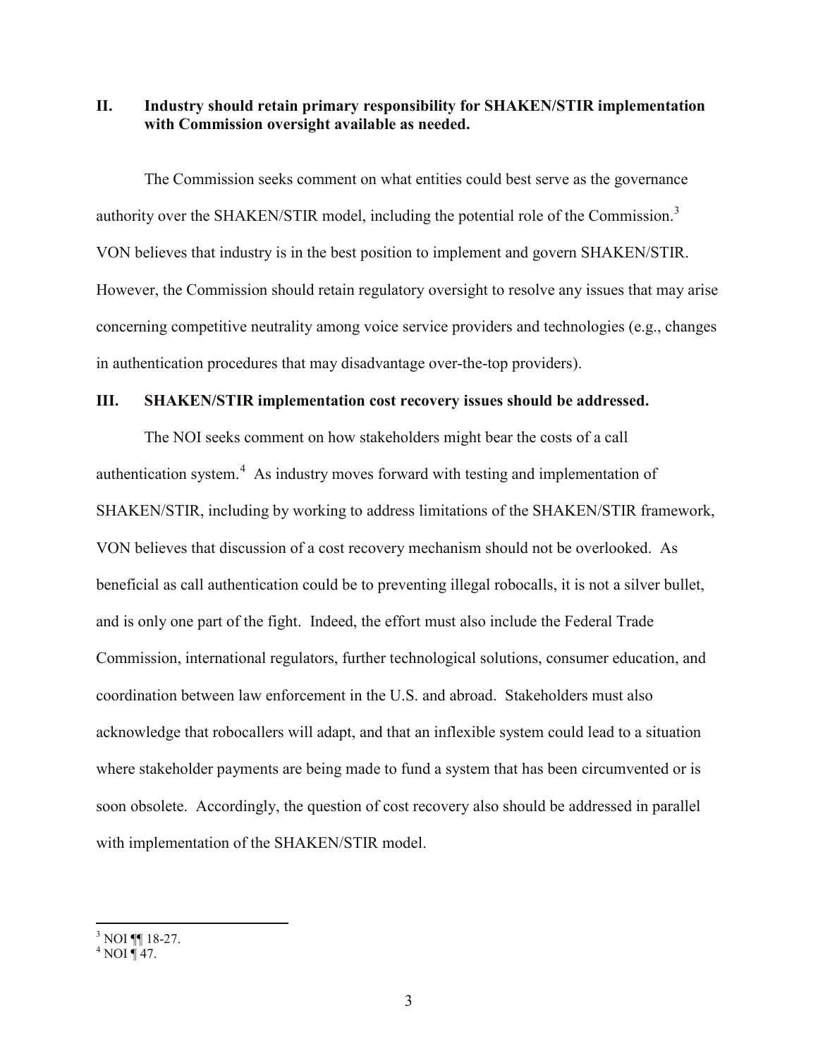## II. Industry should retain primary responsibility for SHAKEN/STIR implementation with Commission oversight available as needed.

The Commission seeks comment on what entities could best serve as the governance authority over the SHAKEN/STIR model, including the potential role of the Commission.[3] VON believes that industry is in the best position to implement and govern SHAKEN/STIR. However, the Commission should retain regulatory oversight to resolve any issues that may arise concerning competitive neutrality among voice service providers and technologies (e.g., changes in authentication procedures that may disadvantage over-the-top providers).

## III. SHAKEN/STIR implementation cost recovery issues should be addressed.

The NOI seeks comment on how stakeholders might bear the costs of a call authentication system.[4] As industry moves forward with testing and implementation of SHAKEN/STIR, including by working to address limitations of the SHAKEN/STIR framework, VON believes that discussion of a cost recovery mechanism should not be overlooked. As beneficial as call authentication could be to preventing illegal robocalls, it is not a silver bullet, and is only one part of the fight. Indeed, the effort must also include the Federal Trade Commission, international regulators, further technological solutions, consumer education, and coordination between law enforcement in the U.S. and abroad. Stakeholders must also acknowledge that robocallers will adapt, and that an inflexible system could lead to a situation where stakeholder payments are being made to fund a system that has been circumvented or is soon obsolete. Accordingly, the question of cost recovery also should be addressed in parallel with implementation of the SHAKEN/STIR model.

---

[3] NOI ¶¶ 18-27.

[4] NOI ¶ 47.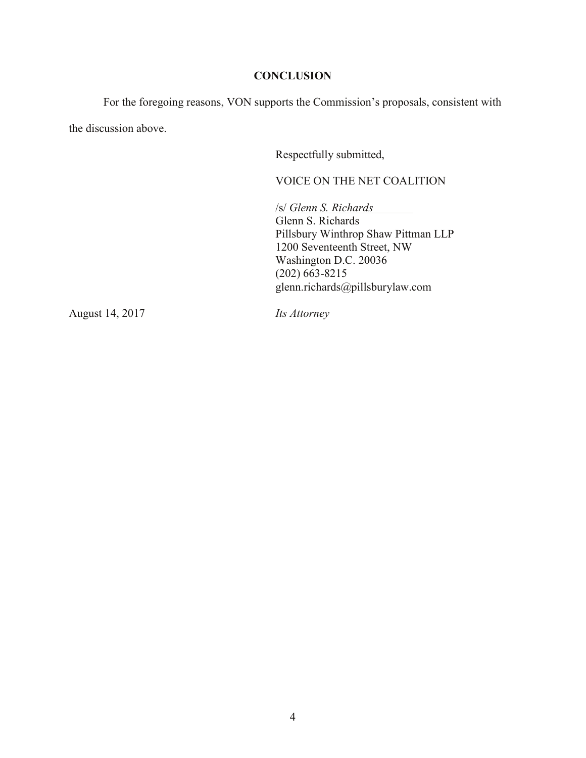## CONCLUSION

For the foregoing reasons, VON supports the Commission's proposals, consistent with the discussion above.

Respectfully submitted,

VOICE ON THE NET COALITION

/s/ *Glenn S. Richards*
Glenn S. Richards
Pillsbury Winthrop Shaw Pittman LLP
1200 Seventeenth Street, NW
Washington D.C. 20036
(202) 663-8215
glenn.richards@pillsburylaw.com

August 14, 2017

*Its Attorney*